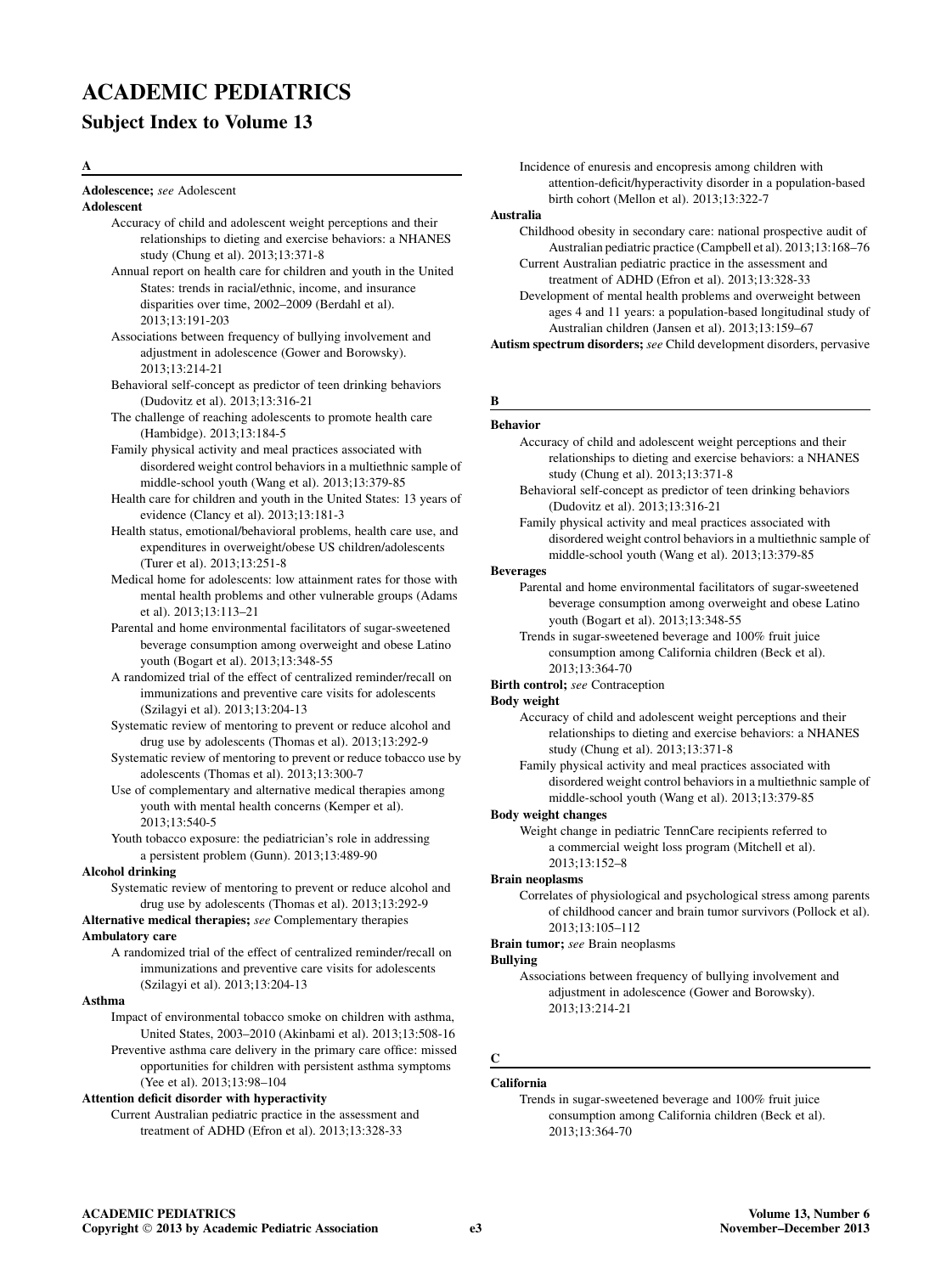# ACADEMIC PEDIATRICS

## Subject Index to Volume 13

### A

**Adolescence;** *see* Adolescent

**Adolescent**

- Accuracy of child and adolescent weight perceptions and their relationships to dieting and exercise behaviors: a NHANES study (Chung et al). 2013;13:371-8
- Annual report on health care for children and youth in the United States: trends in racial/ethnic, income, and insurance disparities over time, 2002–2009 (Berdahl et al). 2013;13:191-203
- Associations between frequency of bullying involvement and adjustment in adolescence (Gower and Borowsky). 2013;13:214-21
- Behavioral self-concept as predictor of teen drinking behaviors (Dudovitz et al). 2013;13:316-21
- The challenge of reaching adolescents to promote health care (Hambidge). 2013;13:184-5
- Family physical activity and meal practices associated with disordered weight control behaviors in a multiethnic sample of middle-school youth (Wang et al). 2013;13:379-85
- Health care for children and youth in the United States: 13 years of evidence (Clancy et al). 2013;13:181-3
- Health status, emotional/behavioral problems, health care use, and expenditures in overweight/obese US children/adolescents (Turer et al). 2013;13:251-8
- Medical home for adolescents: low attainment rates for those with mental health problems and other vulnerable groups (Adams et al). 2013;13:113–21
- Parental and home environmental facilitators of sugar-sweetened beverage consumption among overweight and obese Latino youth (Bogart et al). 2013;13:348-55
- A randomized trial of the effect of centralized reminder/recall on immunizations and preventive care visits for adolescents (Szilagyi et al). 2013;13:204-13
- Systematic review of mentoring to prevent or reduce alcohol and drug use by adolescents (Thomas et al). 2013;13:292-9
- Systematic review of mentoring to prevent or reduce tobacco use by adolescents (Thomas et al). 2013;13:300-7
- Use of complementary and alternative medical therapies among youth with mental health concerns (Kemper et al). 2013;13:540-5
- Youth tobacco exposure: the pediatrician's role in addressing a persistent problem (Gunn). 2013;13:489-90

**Alcohol drinking**

- Systematic review of mentoring to prevent or reduce alcohol and drug use by adolescents (Thomas et al). 2013;13:292-9

**Alternative medical therapies;** *see* Complementary therapies

**Ambulatory care**

- A randomized trial of the effect of centralized reminder/recall on immunizations and preventive care visits for adolescents (Szilagyi et al). 2013;13:204-13

**Asthma**

- Impact of environmental tobacco smoke on children with asthma, United States, 2003–2010 (Akinbami et al). 2013;13:508-16
- Preventive asthma care delivery in the primary care office: missed opportunities for children with persistent asthma symptoms (Yee et al). 2013;13:98–104

**Attention deficit disorder with hyperactivity**

- Current Australian pediatric practice in the assessment and treatment of ADHD (Efron et al). 2013;13:328-33
- Incidence of enuresis and encopresis among children with attention-deficit/hyperactivity disorder in a population-based birth cohort (Mellon et al). 2013;13:322-7

**Australia**

- Childhood obesity in secondary care: national prospective audit of Australian pediatric practice (Campbell et al). 2013;13:168–76
- Current Australian pediatric practice in the assessment and treatment of ADHD (Efron et al). 2013;13:328-33
- Development of mental health problems and overweight between ages 4 and 11 years: a population-based longitudinal study of Australian children (Jansen et al). 2013;13:159–67

**Autism spectrum disorders;** *see* Child development disorders, pervasive

### B

**Behavior**

- Accuracy of child and adolescent weight perceptions and their relationships to dieting and exercise behaviors: a NHANES study (Chung et al). 2013;13:371-8
- Behavioral self-concept as predictor of teen drinking behaviors (Dudovitz et al). 2013;13:316-21
- Family physical activity and meal practices associated with disordered weight control behaviors in a multiethnic sample of middle-school youth (Wang et al). 2013;13:379-85

**Beverages**

- Parental and home environmental facilitators of sugar-sweetened beverage consumption among overweight and obese Latino youth (Bogart et al). 2013;13:348-55
- Trends in sugar-sweetened beverage and 100% fruit juice consumption among California children (Beck et al). 2013;13:364-70

**Birth control;** *see* Contraception

**Body weight**

- Accuracy of child and adolescent weight perceptions and their relationships to dieting and exercise behaviors: a NHANES study (Chung et al). 2013;13:371-8
- Family physical activity and meal practices associated with disordered weight control behaviors in a multiethnic sample of middle-school youth (Wang et al). 2013;13:379-85

**Body weight changes**

- Weight change in pediatric TennCare recipients referred to a commercial weight loss program (Mitchell et al). 2013;13:152–8

**Brain neoplasms**

- Correlates of physiological and psychological stress among parents of childhood cancer and brain tumor survivors (Pollock et al). 2013;13:105–112

**Brain tumor;** *see* Brain neoplasms

**Bullying**

- Associations between frequency of bullying involvement and adjustment in adolescence (Gower and Borowsky). 2013;13:214-21

### C

**California**

- Trends in sugar-sweetened beverage and 100% fruit juice consumption among California children (Beck et al). 2013;13:364-70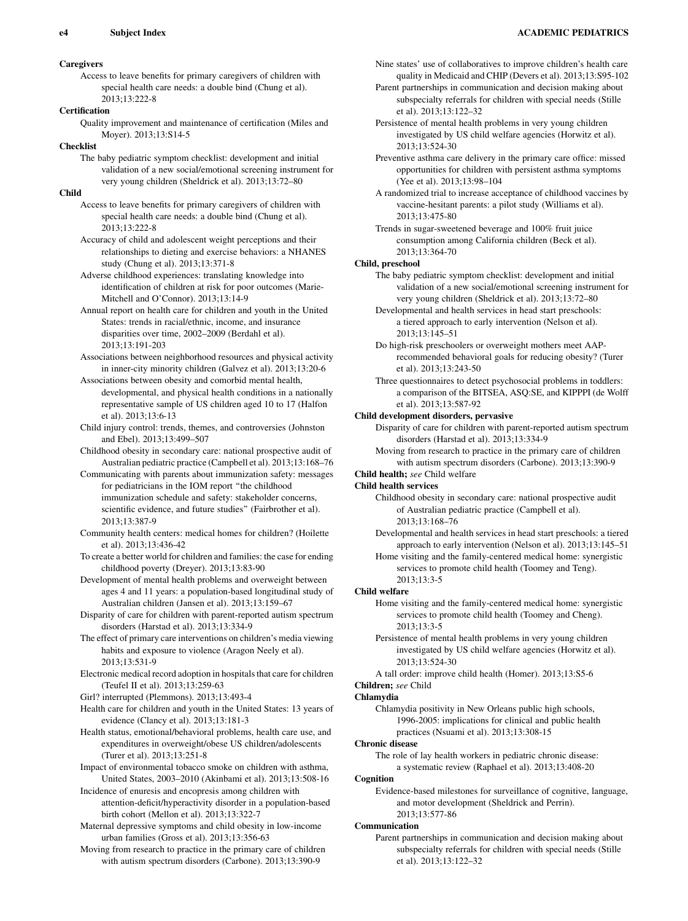**Caregivers**

Access to leave benefits for primary caregivers of children with special health care needs: a double bind (Chung et al). 2013;13:222-8

**Certification**

Quality improvement and maintenance of certification (Miles and Moyer). 2013;13:S14-5

**Checklist**

The baby pediatric symptom checklist: development and initial validation of a new social/emotional screening instrument for very young children (Sheldrick et al). 2013;13:72–80

**Child**

Access to leave benefits for primary caregivers of children with special health care needs: a double bind (Chung et al). 2013;13:222-8

Accuracy of child and adolescent weight perceptions and their relationships to dieting and exercise behaviors: a NHANES study (Chung et al). 2013;13:371-8

Adverse childhood experiences: translating knowledge into identification of children at risk for poor outcomes (Marie-Mitchell and O'Connor). 2013;13:14-9

Annual report on health care for children and youth in the United States: trends in racial/ethnic, income, and insurance disparities over time, 2002–2009 (Berdahl et al). 2013;13:191-203

Associations between neighborhood resources and physical activity in inner-city minority children (Galvez et al). 2013;13:20-6

Associations between obesity and comorbid mental health, developmental, and physical health conditions in a nationally representative sample of US children aged 10 to 17 (Halfon et al). 2013;13:6-13

Child injury control: trends, themes, and controversies (Johnston and Ebel). 2013;13:499–507

Childhood obesity in secondary care: national prospective audit of Australian pediatric practice (Campbell et al). 2013;13:168–76

Communicating with parents about immunization safety: messages for pediatricians in the IOM report "the childhood immunization schedule and safety: stakeholder concerns, scientific evidence, and future studies" (Fairbrother et al). 2013;13:387-9

Community health centers: medical homes for children? (Hoilette et al). 2013;13:436-42

To create a better world for children and families: the case for ending childhood poverty (Dreyer). 2013;13:83-90

Development of mental health problems and overweight between ages 4 and 11 years: a population-based longitudinal study of Australian children (Jansen et al). 2013;13:159–67

Disparity of care for children with parent-reported autism spectrum disorders (Harstad et al). 2013;13:334-9

The effect of primary care interventions on children's media viewing habits and exposure to violence (Aragon Neely et al). 2013;13:531-9

Electronic medical record adoption in hospitals that care for children (Teufel II et al). 2013;13:259-63

Girl? interrupted (Plemmons). 2013;13:493-4

Health care for children and youth in the United States: 13 years of evidence (Clancy et al). 2013;13:181-3

Health status, emotional/behavioral problems, health care use, and expenditures in overweight/obese US children/adolescents (Turer et al). 2013;13:251-8

Impact of environmental tobacco smoke on children with asthma, United States, 2003–2010 (Akinbami et al). 2013;13:508-16

Incidence of enuresis and encopresis among children with attention-deficit/hyperactivity disorder in a population-based birth cohort (Mellon et al). 2013;13:322-7

Maternal depressive symptoms and child obesity in low-income urban families (Gross et al). 2013;13:356-63

Moving from research to practice in the primary care of children with autism spectrum disorders (Carbone). 2013;13:390-9

Nine states' use of collaboratives to improve children's health care quality in Medicaid and CHIP (Devers et al). 2013;13:S95-102

Parent partnerships in communication and decision making about subspecialty referrals for children with special needs (Stille et al). 2013;13:122–32

Persistence of mental health problems in very young children investigated by US child welfare agencies (Horwitz et al). 2013;13:524-30

Preventive asthma care delivery in the primary care office: missed opportunities for children with persistent asthma symptoms (Yee et al). 2013;13:98–104

A randomized trial to increase acceptance of childhood vaccines by vaccine-hesitant parents: a pilot study (Williams et al). 2013;13:475-80

Trends in sugar-sweetened beverage and 100% fruit juice consumption among California children (Beck et al). 2013;13:364-70

**Child, preschool**

The baby pediatric symptom checklist: development and initial validation of a new social/emotional screening instrument for very young children (Sheldrick et al). 2013;13:72–80

Developmental and health services in head start preschools: a tiered approach to early intervention (Nelson et al). 2013;13:145–51

Do high-risk preschoolers or overweight mothers meet AAP-recommended behavioral goals for reducing obesity? (Turer et al). 2013;13:243-50

Three questionnaires to detect psychosocial problems in toddlers: a comparison of the BITSEA, ASQ:SE, and KIPPPI (de Wolff et al). 2013;13:587-92

**Child development disorders, pervasive**

Disparity of care for children with parent-reported autism spectrum disorders (Harstad et al). 2013;13:334-9

Moving from research to practice in the primary care of children with autism spectrum disorders (Carbone). 2013;13:390-9

**Child health;** *see* Child welfare

**Child health services**

Childhood obesity in secondary care: national prospective audit of Australian pediatric practice (Campbell et al). 2013;13:168–76

Developmental and health services in head start preschools: a tiered approach to early intervention (Nelson et al). 2013;13:145–51

Home visiting and the family-centered medical home: synergistic services to promote child health (Toomey and Teng). 2013;13:3-5

**Child welfare**

Home visiting and the family-centered medical home: synergistic services to promote child health (Toomey and Cheng). 2013;13:3-5

Persistence of mental health problems in very young children investigated by US child welfare agencies (Horwitz et al). 2013;13:524-30

A tall order: improve child health (Homer). 2013;13:S5-6

**Children;** *see* Child

**Chlamydia**

Chlamydia positivity in New Orleans public high schools, 1996-2005: implications for clinical and public health practices (Nsuami et al). 2013;13:308-15

**Chronic disease**

The role of lay health workers in pediatric chronic disease: a systematic review (Raphael et al). 2013;13:408-20

**Cognition**

Evidence-based milestones for surveillance of cognitive, language, and motor development (Sheldrick and Perrin). 2013;13:577-86

**Communication**

Parent partnerships in communication and decision making about subspecialty referrals for children with special needs (Stille et al). 2013;13:122–32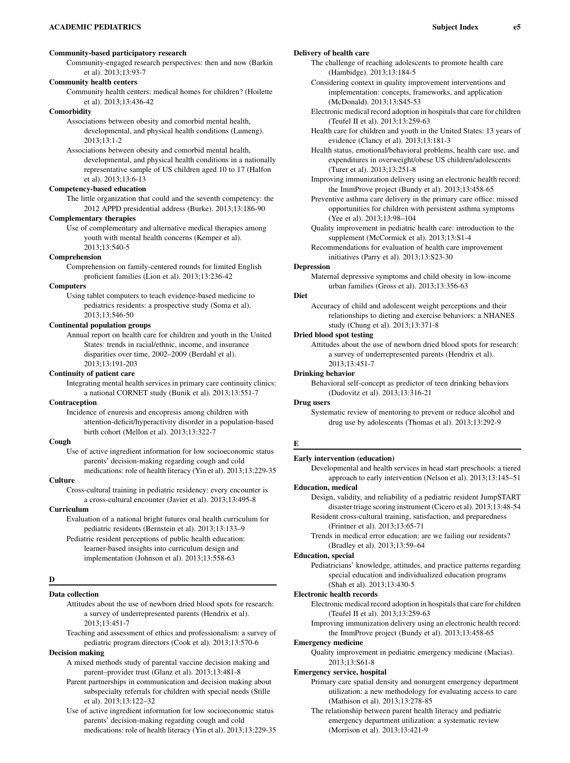**Community-based participatory research**

Community-engaged research perspectives: then and now (Barkin et al). 2013;13:93-7

**Community health centers**

Community health centers: medical homes for children? (Hoilette et al). 2013;13:436-42

**Comorbidity**

Associations between obesity and comorbid mental health, developmental, and physical health conditions (Lumeng). 2013;13:1-2

Associations between obesity and comorbid mental health, developmental, and physical health conditions in a nationally representative sample of US children aged 10 to 17 (Halfon et al). 2013;13:6-13

**Competency-based education**

The little organization that could and the seventh competency: the 2012 APPD presidential address (Burke). 2013;13:186-90

**Complementary therapies**

Use of complementary and alternative medical therapies among youth with mental health concerns (Kemper et al). 2013;13:540-5

**Comprehension**

Comprehension on family-centered rounds for limited English proficient families (Lion et al). 2013;13:236-42

**Computers**

Using tablet computers to teach evidence-based medicine to pediatrics residents: a prospective study (Soma et al). 2013;13:546-50

**Continental population groups**

Annual report on health care for children and youth in the United States: trends in racial/ethnic, income, and insurance disparities over time, 2002–2009 (Berdahl et al). 2013;13:191-203

**Continuity of patient care**

Integrating mental health services in primary care continuity clinics: a national CORNET study (Bunik et al). 2013;13:551-7

**Contraception**

Incidence of enuresis and encopresis among children with attention-deficit/hyperactivity disorder in a population-based birth cohort (Mellon et al). 2013;13:322-7

**Cough**

Use of active ingredient information for low socioeconomic status parents' decision-making regarding cough and cold medications: role of health literacy (Yin et al). 2013;13:229-35

**Culture**

Cross-cultural training in pediatric residency: every encounter is a cross-cultural encounter (Javier et al). 2013;13:495-8

**Curriculum**

Evaluation of a national bright futures oral health curriculum for pediatric residents (Bernstein et al). 2013;13:133–9

Pediatric resident perceptions of public health education: learner-based insights into curriculum design and implementation (Johnson et al). 2013;13:558-63

## D

**Data collection**

Attitudes about the use of newborn dried blood spots for research: a survey of underrepresented parents (Hendrix et al). 2013;13:451-7

Teaching and assessment of ethics and professionalism: a survey of pediatric program directors (Cook et al). 2013;13:570-6

**Decision making**

A mixed methods study of parental vaccine decision making and parent–provider trust (Glanz et al). 2013;13:481-8

Parent partnerships in communication and decision making about subspecialty referrals for children with special needs (Stille et al). 2013;13:122–32

Use of active ingredient information for low socioeconomic status parents' decision-making regarding cough and cold medications: role of health literacy (Yin et al). 2013;13:229-35

**Delivery of health care**

The challenge of reaching adolescents to promote health care (Hambidge). 2013;13:184-5

Considering context in quality improvement interventions and implementation: concepts, frameworks, and application (McDonald). 2013;13:S45-53

Electronic medical record adoption in hospitals that care for children (Teufel II et al). 2013;13:259-63

Health care for children and youth in the United States: 13 years of evidence (Clancy et al). 2013;13:181-3

Health status, emotional/behavioral problems, health care use, and expenditures in overweight/obese US children/adolescents (Turer et al). 2013;13:251-8

Improving immunization delivery using an electronic health record: the ImmProve project (Bundy et al). 2013;13:458-65

Preventive asthma care delivery in the primary care office: missed opportunities for children with persistent asthma symptoms (Yee et al). 2013;13:98–104

Quality improvement in pediatric health care: introduction to the supplement (McCormick et al). 2013;13:S1-4

Recommendations for evaluation of health care improvement initiatives (Parry et al). 2013;13:S23-30

**Depression**

Maternal depressive symptoms and child obesity in low-income urban families (Gross et al). 2013;13:356-63

**Diet**

Accuracy of child and adolescent weight perceptions and their relationships to dieting and exercise behaviors: a NHANES study (Chung et al). 2013;13:371-8

**Dried blood spot testing**

Attitudes about the use of newborn dried blood spots for research: a survey of underrepresented parents (Hendrix et al). 2013;13:451-7

**Drinking behavior**

Behavioral self-concept as predictor of teen drinking behaviors (Dudovitz et al). 2013;13:316-21

**Drug users**

Systematic review of mentoring to prevent or reduce alcohol and drug use by adolescents (Thomas et al). 2013;13:292-9

## E

**Early intervention (education)**

Developmental and health services in head start preschools: a tiered approach to early intervention (Nelson et al). 2013;13:145–51

**Education, medical**

Design, validity, and reliability of a pediatric resident JumpSTART disaster triage scoring instrument (Cicero et al). 2013;13:48-54

Resident cross-cultural training, satisfaction, and preparedness (Frintner et al). 2013;13:65-71

Trends in medical error education: are we failing our residents? (Bradley et al). 2013;13:59–64

**Education, special**

Pediatricians' knowledge, attitudes, and practice patterns regarding special education and individualized education programs (Shah et al). 2013;13:430-5

**Electronic health records**

Electronic medical record adoption in hospitals that care for children (Teufel II et al). 2013;13:259-63

Improving immunization delivery using an electronic health record: the ImmProve project (Bundy et al). 2013;13:458-65

**Emergency medicine**

Quality improvement in pediatric emergency medicine (Macias). 2013;13:S61-8

**Emergency service, hospital**

Primary care spatial density and nonurgent emergency department utilization: a new methodology for evaluating access to care (Mathison et al). 2013;13:278-85

The relationship between parent health literacy and pediatric emergency department utilization: a systematic review (Morrison et al). 2013;13:421-9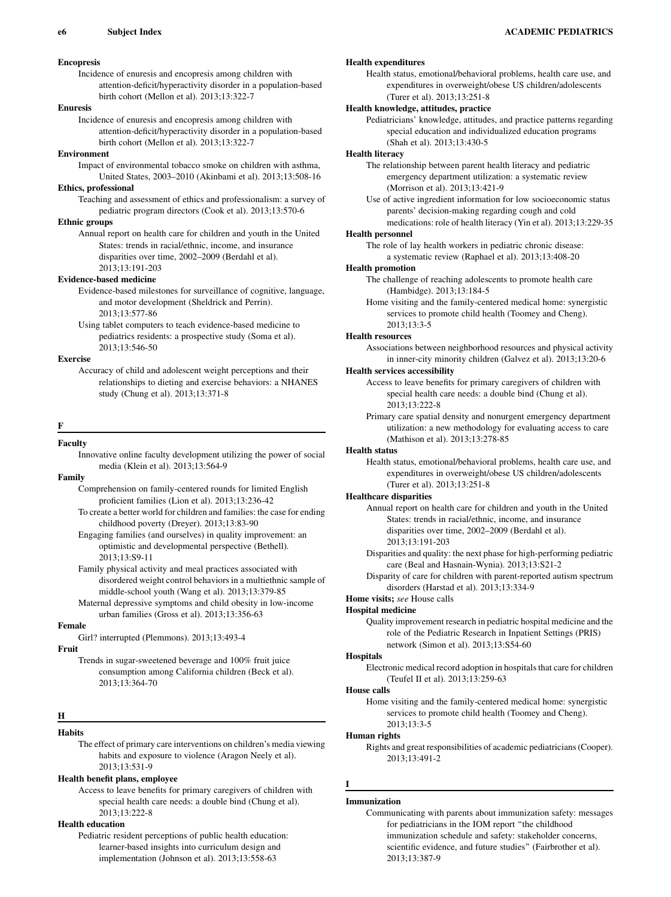**Encopresis**

Incidence of enuresis and encopresis among children with attention-deficit/hyperactivity disorder in a population-based birth cohort (Mellon et al). 2013;13:322-7

**Enuresis**

Incidence of enuresis and encopresis among children with attention-deficit/hyperactivity disorder in a population-based birth cohort (Mellon et al). 2013;13:322-7

**Environment**

Impact of environmental tobacco smoke on children with asthma, United States, 2003–2010 (Akinbami et al). 2013;13:508-16

**Ethics, professional**

Teaching and assessment of ethics and professionalism: a survey of pediatric program directors (Cook et al). 2013;13:570-6

**Ethnic groups**

Annual report on health care for children and youth in the United States: trends in racial/ethnic, income, and insurance disparities over time, 2002–2009 (Berdahl et al). 2013;13:191-203

**Evidence-based medicine**

Evidence-based milestones for surveillance of cognitive, language, and motor development (Sheldrick and Perrin). 2013;13:577-86

Using tablet computers to teach evidence-based medicine to pediatrics residents: a prospective study (Soma et al). 2013;13:546-50

**Exercise**

Accuracy of child and adolescent weight perceptions and their relationships to dieting and exercise behaviors: a NHANES study (Chung et al). 2013;13:371-8

## F

**Faculty**

Innovative online faculty development utilizing the power of social media (Klein et al). 2013;13:564-9

**Family**

Comprehension on family-centered rounds for limited English proficient families (Lion et al). 2013;13:236-42

To create a better world for children and families: the case for ending childhood poverty (Dreyer). 2013;13:83-90

Engaging families (and ourselves) in quality improvement: an optimistic and developmental perspective (Bethell). 2013;13:S9-11

Family physical activity and meal practices associated with disordered weight control behaviors in a multiethnic sample of middle-school youth (Wang et al). 2013;13:379-85

Maternal depressive symptoms and child obesity in low-income urban families (Gross et al). 2013;13:356-63

**Female**

Girl? interrupted (Plemmons). 2013;13:493-4

**Fruit**

Trends in sugar-sweetened beverage and 100% fruit juice consumption among California children (Beck et al). 2013;13:364-70

## H

**Habits**

The effect of primary care interventions on children's media viewing habits and exposure to violence (Aragon Neely et al). 2013;13:531-9

**Health benefit plans, employee**

Access to leave benefits for primary caregivers of children with special health care needs: a double bind (Chung et al). 2013;13:222-8

**Health education**

Pediatric resident perceptions of public health education: learner-based insights into curriculum design and implementation (Johnson et al). 2013;13:558-63

**Health expenditures**

Health status, emotional/behavioral problems, health care use, and expenditures in overweight/obese US children/adolescents (Turer et al). 2013;13:251-8

**Health knowledge, attitudes, practice**

Pediatricians' knowledge, attitudes, and practice patterns regarding special education and individualized education programs (Shah et al). 2013;13:430-5

**Health literacy**

The relationship between parent health literacy and pediatric emergency department utilization: a systematic review (Morrison et al). 2013;13:421-9

Use of active ingredient information for low socioeconomic status parents' decision-making regarding cough and cold medications: role of health literacy (Yin et al). 2013;13:229-35

**Health personnel**

The role of lay health workers in pediatric chronic disease: a systematic review (Raphael et al). 2013;13:408-20

**Health promotion**

The challenge of reaching adolescents to promote health care (Hambidge). 2013;13:184-5

Home visiting and the family-centered medical home: synergistic services to promote child health (Toomey and Cheng). 2013;13:3-5

**Health resources**

Associations between neighborhood resources and physical activity in inner-city minority children (Galvez et al). 2013;13:20-6

**Health services accessibility**

Access to leave benefits for primary caregivers of children with special health care needs: a double bind (Chung et al). 2013;13:222-8

Primary care spatial density and nonurgent emergency department utilization: a new methodology for evaluating access to care (Mathison et al). 2013;13:278-85

**Health status**

Health status, emotional/behavioral problems, health care use, and expenditures in overweight/obese US children/adolescents (Turer et al). 2013;13:251-8

**Healthcare disparities**

Annual report on health care for children and youth in the United States: trends in racial/ethnic, income, and insurance disparities over time, 2002–2009 (Berdahl et al). 2013;13:191-203

Disparities and quality: the next phase for high-performing pediatric care (Beal and Hasnain-Wynia). 2013;13:S21-2

Disparity of care for children with parent-reported autism spectrum disorders (Harstad et al). 2013;13:334-9

**Home visits;** *see* House calls

**Hospital medicine**

Quality improvement research in pediatric hospital medicine and the role of the Pediatric Research in Inpatient Settings (PRIS) network (Simon et al). 2013;13:S54-60

**Hospitals**

Electronic medical record adoption in hospitals that care for children (Teufel II et al). 2013;13:259-63

**House calls**

Home visiting and the family-centered medical home: synergistic services to promote child health (Toomey and Cheng). 2013;13:3-5

**Human rights**

Rights and great responsibilities of academic pediatricians (Cooper). 2013;13:491-2

## I

**Immunization**

Communicating with parents about immunization safety: messages for pediatricians in the IOM report "the childhood immunization schedule and safety: stakeholder concerns, scientific evidence, and future studies" (Fairbrother et al). 2013;13:387-9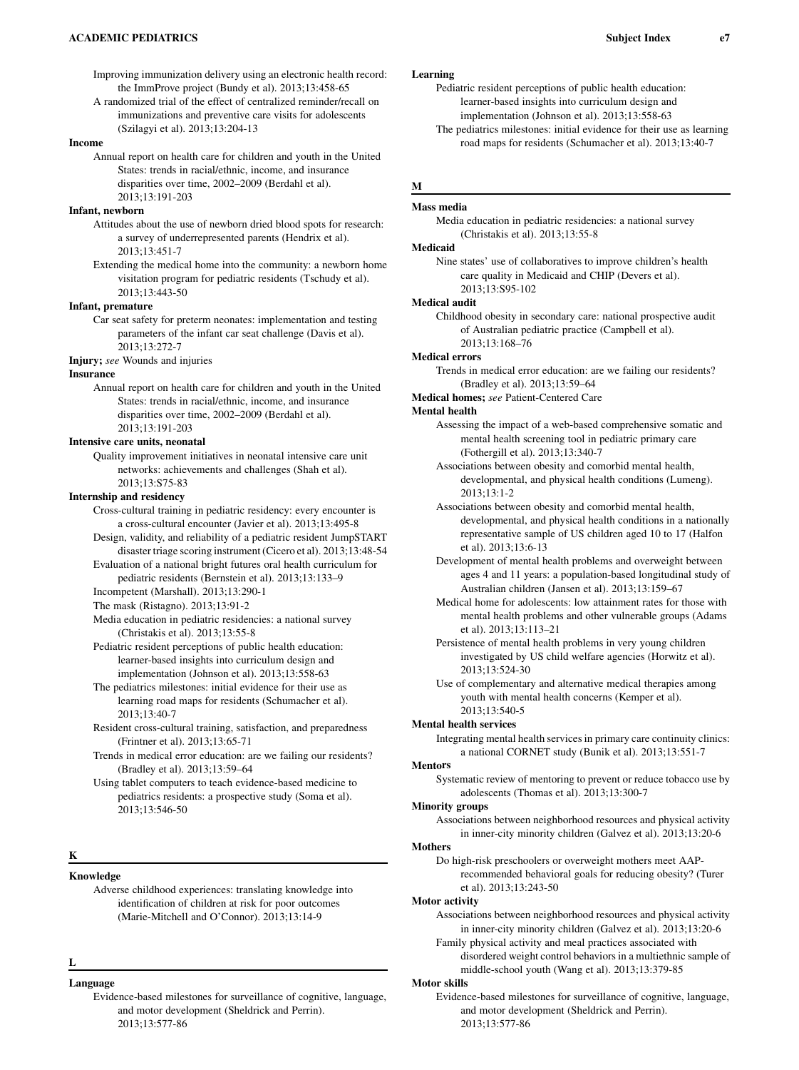Improving immunization delivery using an electronic health record: the ImmProve project (Bundy et al). 2013;13:458-65

A randomized trial of the effect of centralized reminder/recall on immunizations and preventive care visits for adolescents (Szilagyi et al). 2013;13:204-13

**Income**

Annual report on health care for children and youth in the United States: trends in racial/ethnic, income, and insurance disparities over time, 2002–2009 (Berdahl et al). 2013;13:191-203

**Infant, newborn**

Attitudes about the use of newborn dried blood spots for research: a survey of underrepresented parents (Hendrix et al). 2013;13:451-7

Extending the medical home into the community: a newborn home visitation program for pediatric residents (Tschudy et al). 2013;13:443-50

**Infant, premature**

Car seat safety for preterm neonates: implementation and testing parameters of the infant car seat challenge (Davis et al). 2013;13:272-7

**Injury;** *see* Wounds and injuries

**Insurance**

Annual report on health care for children and youth in the United States: trends in racial/ethnic, income, and insurance disparities over time, 2002–2009 (Berdahl et al). 2013;13:191-203

**Intensive care units, neonatal**

Quality improvement initiatives in neonatal intensive care unit networks: achievements and challenges (Shah et al). 2013;13:S75-83

**Internship and residency**

Cross-cultural training in pediatric residency: every encounter is a cross-cultural encounter (Javier et al). 2013;13:495-8

Design, validity, and reliability of a pediatric resident JumpSTART disaster triage scoring instrument (Cicero et al). 2013;13:48-54

Evaluation of a national bright futures oral health curriculum for pediatric residents (Bernstein et al). 2013;13:133–9

Incompetent (Marshall). 2013;13:290-1

The mask (Ristagno). 2013;13:91-2

Media education in pediatric residencies: a national survey (Christakis et al). 2013;13:55-8

Pediatric resident perceptions of public health education: learner-based insights into curriculum design and implementation (Johnson et al). 2013;13:558-63

The pediatrics milestones: initial evidence for their use as learning road maps for residents (Schumacher et al). 2013;13:40-7

Resident cross-cultural training, satisfaction, and preparedness (Frintner et al). 2013;13:65-71

Trends in medical error education: are we failing our residents? (Bradley et al). 2013;13:59–64

Using tablet computers to teach evidence-based medicine to pediatrics residents: a prospective study (Soma et al). 2013;13:546-50

## K

**Knowledge**

Adverse childhood experiences: translating knowledge into identification of children at risk for poor outcomes (Marie-Mitchell and O'Connor). 2013;13:14-9

## L

**Language**

Evidence-based milestones for surveillance of cognitive, language, and motor development (Sheldrick and Perrin). 2013;13:577-86

**Learning**

Pediatric resident perceptions of public health education: learner-based insights into curriculum design and implementation (Johnson et al). 2013;13:558-63

The pediatrics milestones: initial evidence for their use as learning road maps for residents (Schumacher et al). 2013;13:40-7

## M

**Mass media**

Media education in pediatric residencies: a national survey (Christakis et al). 2013;13:55-8

**Medicaid**

Nine states' use of collaboratives to improve children's health care quality in Medicaid and CHIP (Devers et al). 2013;13:S95-102

**Medical audit**

Childhood obesity in secondary care: national prospective audit of Australian pediatric practice (Campbell et al). 2013;13:168–76

**Medical errors**

Trends in medical error education: are we failing our residents? (Bradley et al). 2013;13:59–64

**Medical homes;** *see* Patient-Centered Care

**Mental health**

Assessing the impact of a web-based comprehensive somatic and mental health screening tool in pediatric primary care (Fothergill et al). 2013;13:340-7

Associations between obesity and comorbid mental health, developmental, and physical health conditions (Lumeng). 2013;13:1-2

Associations between obesity and comorbid mental health, developmental, and physical health conditions in a nationally representative sample of US children aged 10 to 17 (Halfon et al). 2013;13:6-13

Development of mental health problems and overweight between ages 4 and 11 years: a population-based longitudinal study of Australian children (Jansen et al). 2013;13:159–67

Medical home for adolescents: low attainment rates for those with mental health problems and other vulnerable groups (Adams et al). 2013;13:113–21

Persistence of mental health problems in very young children investigated by US child welfare agencies (Horwitz et al). 2013;13:524-30

Use of complementary and alternative medical therapies among youth with mental health concerns (Kemper et al). 2013;13:540-5

**Mental health services**

Integrating mental health services in primary care continuity clinics: a national CORNET study (Bunik et al). 2013;13:551-7

**Mentors**

Systematic review of mentoring to prevent or reduce tobacco use by adolescents (Thomas et al). 2013;13:300-7

**Minority groups**

Associations between neighborhood resources and physical activity in inner-city minority children (Galvez et al). 2013;13:20-6

**Mothers**

Do high-risk preschoolers or overweight mothers meet AAP-recommended behavioral goals for reducing obesity? (Turer et al). 2013;13:243-50

**Motor activity**

Associations between neighborhood resources and physical activity in inner-city minority children (Galvez et al). 2013;13:20-6

Family physical activity and meal practices associated with disordered weight control behaviors in a multiethnic sample of middle-school youth (Wang et al). 2013;13:379-85

**Motor skills**

Evidence-based milestones for surveillance of cognitive, language, and motor development (Sheldrick and Perrin). 2013;13:577-86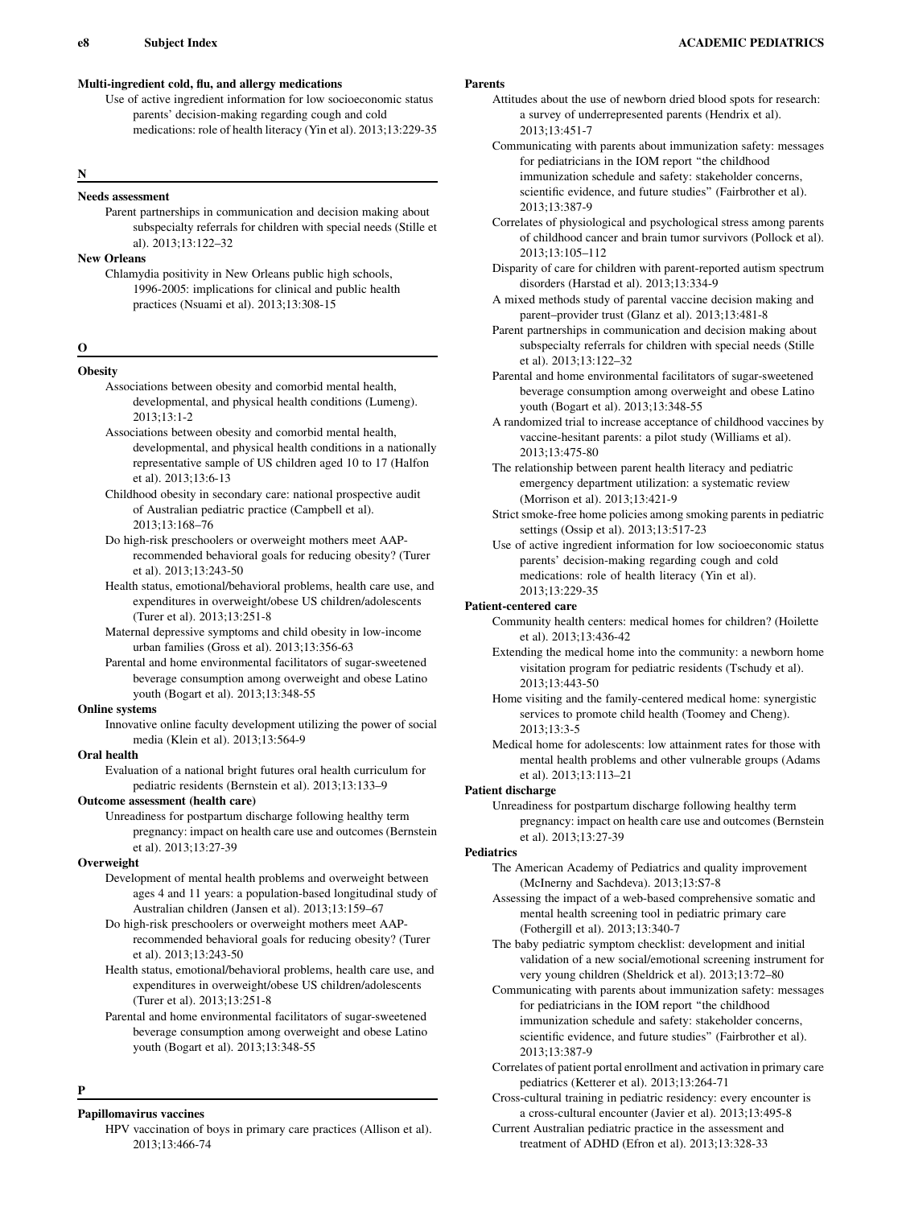**Multi-ingredient cold, flu, and allergy medications**

Use of active ingredient information for low socioeconomic status parents' decision-making regarding cough and cold medications: role of health literacy (Yin et al). 2013;13:229-35

## N

**Needs assessment**

Parent partnerships in communication and decision making about subspecialty referrals for children with special needs (Stille et al). 2013;13:122–32

**New Orleans**

Chlamydia positivity in New Orleans public high schools, 1996-2005: implications for clinical and public health practices (Nsuami et al). 2013;13:308-15

## O

**Obesity**

Associations between obesity and comorbid mental health, developmental, and physical health conditions (Lumeng). 2013;13:1-2

Associations between obesity and comorbid mental health, developmental, and physical health conditions in a nationally representative sample of US children aged 10 to 17 (Halfon et al). 2013;13:6-13

Childhood obesity in secondary care: national prospective audit of Australian pediatric practice (Campbell et al). 2013;13:168–76

Do high-risk preschoolers or overweight mothers meet AAP-recommended behavioral goals for reducing obesity? (Turer et al). 2013;13:243-50

Health status, emotional/behavioral problems, health care use, and expenditures in overweight/obese US children/adolescents (Turer et al). 2013;13:251-8

Maternal depressive symptoms and child obesity in low-income urban families (Gross et al). 2013;13:356-63

Parental and home environmental facilitators of sugar-sweetened beverage consumption among overweight and obese Latino youth (Bogart et al). 2013;13:348-55

**Online systems**

Innovative online faculty development utilizing the power of social media (Klein et al). 2013;13:564-9

**Oral health**

Evaluation of a national bright futures oral health curriculum for pediatric residents (Bernstein et al). 2013;13:133–9

**Outcome assessment (health care)**

Unreadiness for postpartum discharge following healthy term pregnancy: impact on health care use and outcomes (Bernstein et al). 2013;13:27-39

**Overweight**

Development of mental health problems and overweight between ages 4 and 11 years: a population-based longitudinal study of Australian children (Jansen et al). 2013;13:159–67

Do high-risk preschoolers or overweight mothers meet AAP-recommended behavioral goals for reducing obesity? (Turer et al). 2013;13:243-50

Health status, emotional/behavioral problems, health care use, and expenditures in overweight/obese US children/adolescents (Turer et al). 2013;13:251-8

Parental and home environmental facilitators of sugar-sweetened beverage consumption among overweight and obese Latino youth (Bogart et al). 2013;13:348-55

## P

**Papillomavirus vaccines**

HPV vaccination of boys in primary care practices (Allison et al). 2013;13:466-74

**Parents**

Attitudes about the use of newborn dried blood spots for research: a survey of underrepresented parents (Hendrix et al). 2013;13:451-7

Communicating with parents about immunization safety: messages for pediatricians in the IOM report "the childhood immunization schedule and safety: stakeholder concerns, scientific evidence, and future studies" (Fairbrother et al). 2013;13:387-9

Correlates of physiological and psychological stress among parents of childhood cancer and brain tumor survivors (Pollock et al). 2013;13:105–112

Disparity of care for children with parent-reported autism spectrum disorders (Harstad et al). 2013;13:334-9

A mixed methods study of parental vaccine decision making and parent–provider trust (Glanz et al). 2013;13:481-8

Parent partnerships in communication and decision making about subspecialty referrals for children with special needs (Stille et al). 2013;13:122–32

Parental and home environmental facilitators of sugar-sweetened beverage consumption among overweight and obese Latino youth (Bogart et al). 2013;13:348-55

A randomized trial to increase acceptance of childhood vaccines by vaccine-hesitant parents: a pilot study (Williams et al). 2013;13:475-80

The relationship between parent health literacy and pediatric emergency department utilization: a systematic review (Morrison et al). 2013;13:421-9

Strict smoke-free home policies among smoking parents in pediatric settings (Ossip et al). 2013;13:517-23

Use of active ingredient information for low socioeconomic status parents' decision-making regarding cough and cold medications: role of health literacy (Yin et al). 2013;13:229-35

**Patient-centered care**

Community health centers: medical homes for children? (Hoilette et al). 2013;13:436-42

Extending the medical home into the community: a newborn home visitation program for pediatric residents (Tschudy et al). 2013;13:443-50

Home visiting and the family-centered medical home: synergistic services to promote child health (Toomey and Cheng). 2013;13:3-5

Medical home for adolescents: low attainment rates for those with mental health problems and other vulnerable groups (Adams et al). 2013;13:113–21

**Patient discharge**

Unreadiness for postpartum discharge following healthy term pregnancy: impact on health care use and outcomes (Bernstein et al). 2013;13:27-39

**Pediatrics**

The American Academy of Pediatrics and quality improvement (McInerny and Sachdeva). 2013;13:S7-8

Assessing the impact of a web-based comprehensive somatic and mental health screening tool in pediatric primary care (Fothergill et al). 2013;13:340-7

The baby pediatric symptom checklist: development and initial validation of a new social/emotional screening instrument for very young children (Sheldrick et al). 2013;13:72–80

Communicating with parents about immunization safety: messages for pediatricians in the IOM report "the childhood immunization schedule and safety: stakeholder concerns, scientific evidence, and future studies" (Fairbrother et al). 2013;13:387-9

Correlates of patient portal enrollment and activation in primary care pediatrics (Ketterer et al). 2013;13:264-71

Cross-cultural training in pediatric residency: every encounter is a cross-cultural encounter (Javier et al). 2013;13:495-8

Current Australian pediatric practice in the assessment and treatment of ADHD (Efron et al). 2013;13:328-33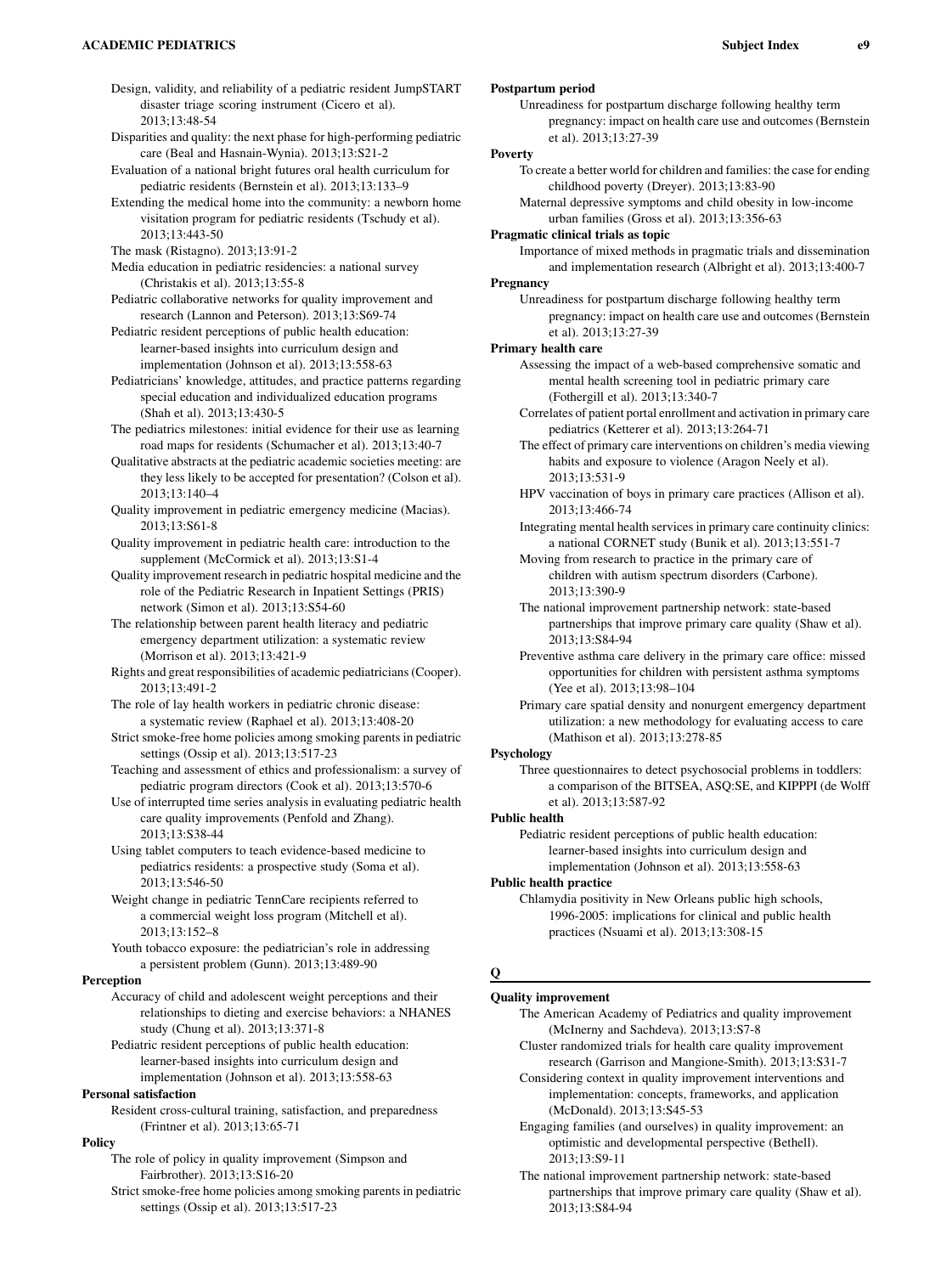Design, validity, and reliability of a pediatric resident JumpSTART disaster triage scoring instrument (Cicero et al). 2013;13:48-54

Disparities and quality: the next phase for high-performing pediatric care (Beal and Hasnain-Wynia). 2013;13:S21-2

Evaluation of a national bright futures oral health curriculum for pediatric residents (Bernstein et al). 2013;13:133–9

Extending the medical home into the community: a newborn home visitation program for pediatric residents (Tschudy et al). 2013;13:443-50

The mask (Ristagno). 2013;13:91-2

Media education in pediatric residencies: a national survey (Christakis et al). 2013;13:55-8

Pediatric collaborative networks for quality improvement and research (Lannon and Peterson). 2013;13:S69-74

Pediatric resident perceptions of public health education: learner-based insights into curriculum design and implementation (Johnson et al). 2013;13:558-63

Pediatricians' knowledge, attitudes, and practice patterns regarding special education and individualized education programs (Shah et al). 2013;13:430-5

The pediatrics milestones: initial evidence for their use as learning road maps for residents (Schumacher et al). 2013;13:40-7

Qualitative abstracts at the pediatric academic societies meeting: are they less likely to be accepted for presentation? (Colson et al). 2013;13:140–4

Quality improvement in pediatric emergency medicine (Macias). 2013;13:S61-8

Quality improvement in pediatric health care: introduction to the supplement (McCormick et al). 2013;13:S1-4

Quality improvement research in pediatric hospital medicine and the role of the Pediatric Research in Inpatient Settings (PRIS) network (Simon et al). 2013;13:S54-60

The relationship between parent health literacy and pediatric emergency department utilization: a systematic review (Morrison et al). 2013;13:421-9

Rights and great responsibilities of academic pediatricians (Cooper). 2013;13:491-2

The role of lay health workers in pediatric chronic disease: a systematic review (Raphael et al). 2013;13:408-20

Strict smoke-free home policies among smoking parents in pediatric settings (Ossip et al). 2013;13:517-23

Teaching and assessment of ethics and professionalism: a survey of pediatric program directors (Cook et al). 2013;13:570-6

Use of interrupted time series analysis in evaluating pediatric health care quality improvements (Penfold and Zhang). 2013;13:S38-44

Using tablet computers to teach evidence-based medicine to pediatrics residents: a prospective study (Soma et al). 2013;13:546-50

Weight change in pediatric TennCare recipients referred to a commercial weight loss program (Mitchell et al). 2013;13:152–8

Youth tobacco exposure: the pediatrician's role in addressing a persistent problem (Gunn). 2013;13:489-90

**Perception**

Accuracy of child and adolescent weight perceptions and their relationships to dieting and exercise behaviors: a NHANES study (Chung et al). 2013;13:371-8

Pediatric resident perceptions of public health education: learner-based insights into curriculum design and implementation (Johnson et al). 2013;13:558-63

**Personal satisfaction**

Resident cross-cultural training, satisfaction, and preparedness (Frintner et al). 2013;13:65-71

**Policy**

The role of policy in quality improvement (Simpson and Fairbrother). 2013;13:S16-20

Strict smoke-free home policies among smoking parents in pediatric settings (Ossip et al). 2013;13:517-23

**Postpartum period**

Unreadiness for postpartum discharge following healthy term pregnancy: impact on health care use and outcomes (Bernstein et al). 2013;13:27-39

**Poverty**

To create a better world for children and families: the case for ending childhood poverty (Dreyer). 2013;13:83-90

Maternal depressive symptoms and child obesity in low-income urban families (Gross et al). 2013;13:356-63

**Pragmatic clinical trials as topic**

Importance of mixed methods in pragmatic trials and dissemination and implementation research (Albright et al). 2013;13:400-7

**Pregnancy**

Unreadiness for postpartum discharge following healthy term pregnancy: impact on health care use and outcomes (Bernstein et al). 2013;13:27-39

**Primary health care**

Assessing the impact of a web-based comprehensive somatic and mental health screening tool in pediatric primary care (Fothergill et al). 2013;13:340-7

Correlates of patient portal enrollment and activation in primary care pediatrics (Ketterer et al). 2013;13:264-71

The effect of primary care interventions on children's media viewing habits and exposure to violence (Aragon Neely et al). 2013;13:531-9

HPV vaccination of boys in primary care practices (Allison et al). 2013;13:466-74

Integrating mental health services in primary care continuity clinics: a national CORNET study (Bunik et al). 2013;13:551-7

Moving from research to practice in the primary care of children with autism spectrum disorders (Carbone). 2013;13:390-9

The national improvement partnership network: state-based partnerships that improve primary care quality (Shaw et al). 2013;13:S84-94

Preventive asthma care delivery in the primary care office: missed opportunities for children with persistent asthma symptoms (Yee et al). 2013;13:98–104

Primary care spatial density and nonurgent emergency department utilization: a new methodology for evaluating access to care (Mathison et al). 2013;13:278-85

**Psychology**

Three questionnaires to detect psychosocial problems in toddlers: a comparison of the BITSEA, ASQ:SE, and KIPPPI (de Wolff et al). 2013;13:587-92

**Public health**

Pediatric resident perceptions of public health education: learner-based insights into curriculum design and implementation (Johnson et al). 2013;13:558-63

**Public health practice**

Chlamydia positivity in New Orleans public high schools, 1996-2005: implications for clinical and public health practices (Nsuami et al). 2013;13:308-15

## Q

**Quality improvement**

The American Academy of Pediatrics and quality improvement (McInerny and Sachdeva). 2013;13:S7-8

Cluster randomized trials for health care quality improvement research (Garrison and Mangione-Smith). 2013;13:S31-7

Considering context in quality improvement interventions and implementation: concepts, frameworks, and application (McDonald). 2013;13:S45-53

Engaging families (and ourselves) in quality improvement: an optimistic and developmental perspective (Bethell). 2013;13:S9-11

The national improvement partnership network: state-based partnerships that improve primary care quality (Shaw et al). 2013;13:S84-94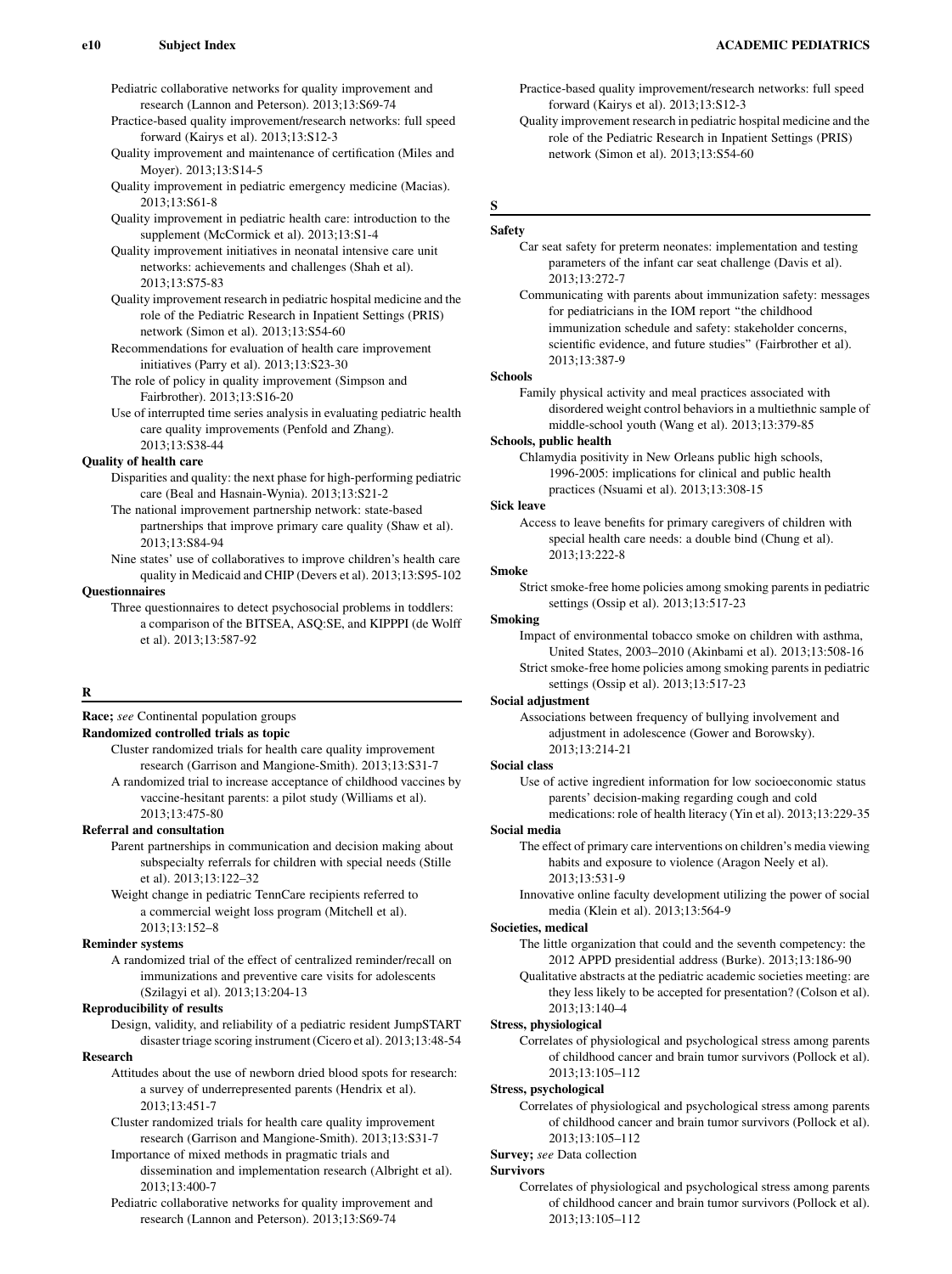Pediatric collaborative networks for quality improvement and research (Lannon and Peterson). 2013;13:S69-74

Practice-based quality improvement/research networks: full speed forward (Kairys et al). 2013;13:S12-3

Quality improvement and maintenance of certification (Miles and Moyer). 2013;13:S14-5

Quality improvement in pediatric emergency medicine (Macias). 2013;13:S61-8

Quality improvement in pediatric health care: introduction to the supplement (McCormick et al). 2013;13:S1-4

Quality improvement initiatives in neonatal intensive care unit networks: achievements and challenges (Shah et al). 2013;13:S75-83

Quality improvement research in pediatric hospital medicine and the role of the Pediatric Research in Inpatient Settings (PRIS) network (Simon et al). 2013;13:S54-60

Recommendations for evaluation of health care improvement initiatives (Parry et al). 2013;13:S23-30

The role of policy in quality improvement (Simpson and Fairbrother). 2013;13:S16-20

Use of interrupted time series analysis in evaluating pediatric health care quality improvements (Penfold and Zhang). 2013;13:S38-44

**Quality of health care**

Disparities and quality: the next phase for high-performing pediatric care (Beal and Hasnain-Wynia). 2013;13:S21-2

The national improvement partnership network: state-based partnerships that improve primary care quality (Shaw et al). 2013;13:S84-94

Nine states' use of collaboratives to improve children's health care quality in Medicaid and CHIP (Devers et al). 2013;13:S95-102

**Questionnaires**

Three questionnaires to detect psychosocial problems in toddlers: a comparison of the BITSEA, ASQ:SE, and KIPPPI (de Wolff et al). 2013;13:587-92

## R

**Race;** *see* Continental population groups

**Randomized controlled trials as topic**

Cluster randomized trials for health care quality improvement research (Garrison and Mangione-Smith). 2013;13:S31-7

A randomized trial to increase acceptance of childhood vaccines by vaccine-hesitant parents: a pilot study (Williams et al). 2013;13:475-80

**Referral and consultation**

Parent partnerships in communication and decision making about subspecialty referrals for children with special needs (Stille et al). 2013;13:122–32

Weight change in pediatric TennCare recipients referred to a commercial weight loss program (Mitchell et al). 2013;13:152–8

**Reminder systems**

A randomized trial of the effect of centralized reminder/recall on immunizations and preventive care visits for adolescents (Szilagyi et al). 2013;13:204-13

**Reproducibility of results**

Design, validity, and reliability of a pediatric resident JumpSTART disaster triage scoring instrument (Cicero et al). 2013;13:48-54

**Research**

Attitudes about the use of newborn dried blood spots for research: a survey of underrepresented parents (Hendrix et al). 2013;13:451-7

Cluster randomized trials for health care quality improvement research (Garrison and Mangione-Smith). 2013;13:S31-7

Importance of mixed methods in pragmatic trials and dissemination and implementation research (Albright et al). 2013;13:400-7

Pediatric collaborative networks for quality improvement and research (Lannon and Peterson). 2013;13:S69-74

Practice-based quality improvement/research networks: full speed forward (Kairys et al). 2013;13:S12-3

Quality improvement research in pediatric hospital medicine and the role of the Pediatric Research in Inpatient Settings (PRIS) network (Simon et al). 2013;13:S54-60

## S

**Safety**

Car seat safety for preterm neonates: implementation and testing parameters of the infant car seat challenge (Davis et al). 2013;13:272-7

Communicating with parents about immunization safety: messages for pediatricians in the IOM report "the childhood immunization schedule and safety: stakeholder concerns, scientific evidence, and future studies" (Fairbrother et al). 2013;13:387-9

**Schools**

Family physical activity and meal practices associated with disordered weight control behaviors in a multiethnic sample of middle-school youth (Wang et al). 2013;13:379-85

**Schools, public health**

Chlamydia positivity in New Orleans public high schools, 1996-2005: implications for clinical and public health practices (Nsuami et al). 2013;13:308-15

**Sick leave**

Access to leave benefits for primary caregivers of children with special health care needs: a double bind (Chung et al). 2013;13:222-8

**Smoke**

Strict smoke-free home policies among smoking parents in pediatric settings (Ossip et al). 2013;13:517-23

**Smoking**

Impact of environmental tobacco smoke on children with asthma, United States, 2003–2010 (Akinbami et al). 2013;13:508-16

Strict smoke-free home policies among smoking parents in pediatric settings (Ossip et al). 2013;13:517-23

**Social adjustment**

Associations between frequency of bullying involvement and adjustment in adolescence (Gower and Borowsky). 2013;13:214-21

**Social class**

Use of active ingredient information for low socioeconomic status parents' decision-making regarding cough and cold medications: role of health literacy (Yin et al). 2013;13:229-35

**Social media**

The effect of primary care interventions on children's media viewing habits and exposure to violence (Aragon Neely et al). 2013;13:531-9

Innovative online faculty development utilizing the power of social media (Klein et al). 2013;13:564-9

**Societies, medical**

The little organization that could and the seventh competency: the 2012 APPD presidential address (Burke). 2013;13:186-90

Qualitative abstracts at the pediatric academic societies meeting: are they less likely to be accepted for presentation? (Colson et al). 2013;13:140–4

**Stress, physiological**

Correlates of physiological and psychological stress among parents of childhood cancer and brain tumor survivors (Pollock et al). 2013;13:105–112

**Stress, psychological**

Correlates of physiological and psychological stress among parents of childhood cancer and brain tumor survivors (Pollock et al). 2013;13:105–112

**Survey;** *see* Data collection

**Survivors**

Correlates of physiological and psychological stress among parents of childhood cancer and brain tumor survivors (Pollock et al). 2013;13:105–112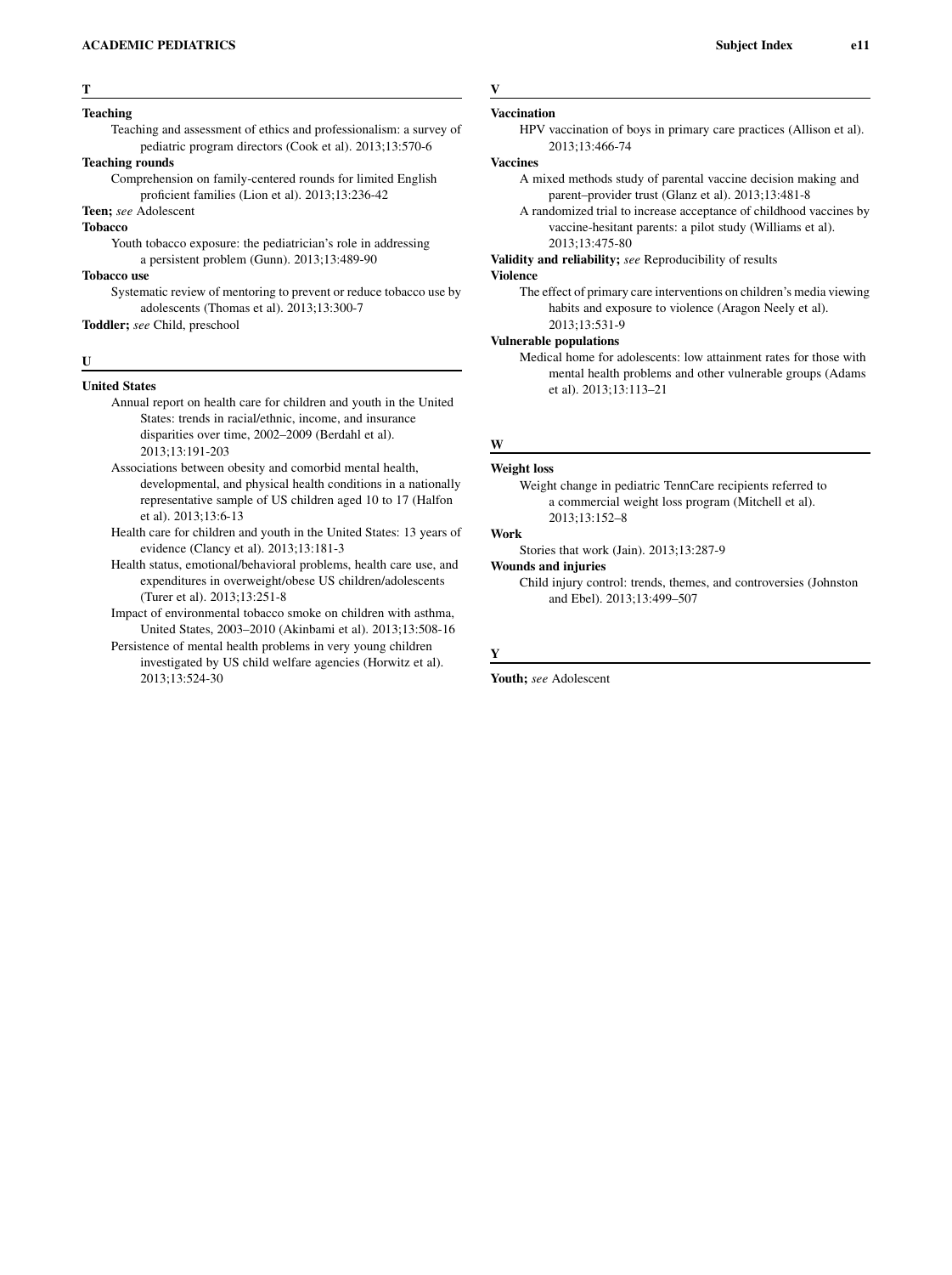## T

**Teaching**

Teaching and assessment of ethics and professionalism: a survey of pediatric program directors (Cook et al). 2013;13:570-6

**Teaching rounds**

Comprehension on family-centered rounds for limited English proficient families (Lion et al). 2013;13:236-42

**Teen;** *see* Adolescent

**Tobacco**

Youth tobacco exposure: the pediatrician's role in addressing a persistent problem (Gunn). 2013;13:489-90

**Tobacco use**

Systematic review of mentoring to prevent or reduce tobacco use by adolescents (Thomas et al). 2013;13:300-7

**Toddler;** *see* Child, preschool

## U

**United States**

Annual report on health care for children and youth in the United States: trends in racial/ethnic, income, and insurance disparities over time, 2002–2009 (Berdahl et al). 2013;13:191-203

Associations between obesity and comorbid mental health, developmental, and physical health conditions in a nationally representative sample of US children aged 10 to 17 (Halfon et al). 2013;13:6-13

Health care for children and youth in the United States: 13 years of evidence (Clancy et al). 2013;13:181-3

Health status, emotional/behavioral problems, health care use, and expenditures in overweight/obese US children/adolescents (Turer et al). 2013;13:251-8

Impact of environmental tobacco smoke on children with asthma, United States, 2003–2010 (Akinbami et al). 2013;13:508-16

Persistence of mental health problems in very young children investigated by US child welfare agencies (Horwitz et al). 2013;13:524-30

## V

**Vaccination**

HPV vaccination of boys in primary care practices (Allison et al). 2013;13:466-74

**Vaccines**

A mixed methods study of parental vaccine decision making and parent–provider trust (Glanz et al). 2013;13:481-8

A randomized trial to increase acceptance of childhood vaccines by vaccine-hesitant parents: a pilot study (Williams et al). 2013;13:475-80

**Validity and reliability;** *see* Reproducibility of results

**Violence**

The effect of primary care interventions on children's media viewing habits and exposure to violence (Aragon Neely et al). 2013;13:531-9

**Vulnerable populations**

Medical home for adolescents: low attainment rates for those with mental health problems and other vulnerable groups (Adams et al). 2013;13:113–21

## W

**Weight loss**

Weight change in pediatric TennCare recipients referred to a commercial weight loss program (Mitchell et al). 2013;13:152–8

**Work**

Stories that work (Jain). 2013;13:287-9

**Wounds and injuries**

Child injury control: trends, themes, and controversies (Johnston and Ebel). 2013;13:499–507

## Y

**Youth;** *see* Adolescent